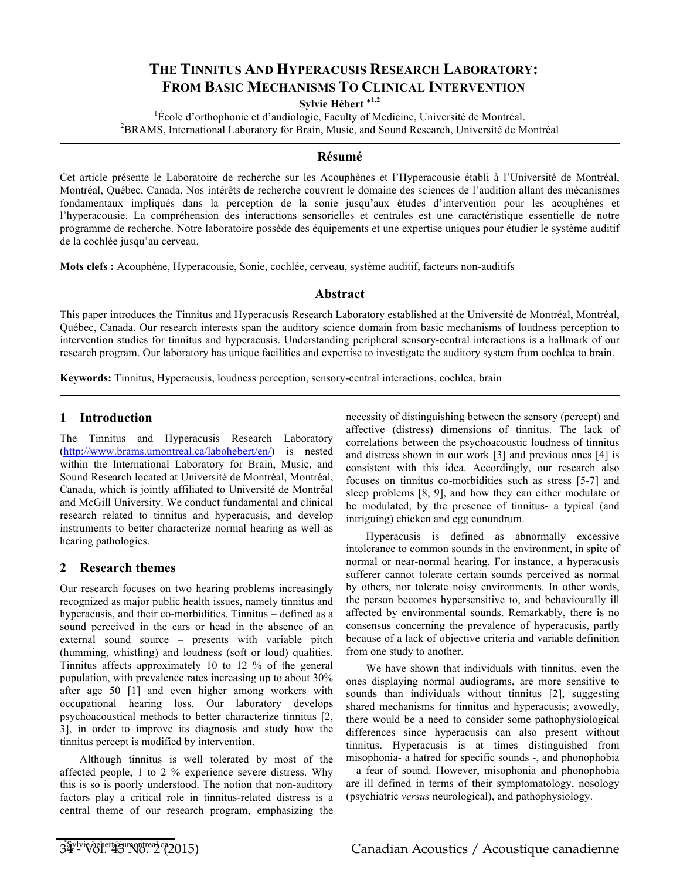# THE TINNITUS AND HYPERACUSIS RESEARCH LABORATORY: FROM BASIC MECHANISMS TO CLINICAL INTERVENTION

**Sylvie Hébert** *[1,2]

[1]École d'orthophonie et d'audiologie, Faculty of Medicine, Université de Montréal.
[2]BRAMS, International Laboratory for Brain, Music, and Sound Research, Université de Montréal

## Résumé

Cet article présente le Laboratoire de recherche sur les Acouphènes et l'Hyperacousie établi à l'Université de Montréal, Montréal, Québec, Canada. Nos intérêts de recherche couvrent le domaine des sciences de l'audition allant des mécanismes fondamentaux impliqués dans la perception de la sonie jusqu'aux études d'intervention pour les acouphènes et l'hyperacousie. La compréhension des interactions sensorielles et centrales est une caractéristique essentielle de notre programme de recherche. Notre laboratoire possède des équipements et une expertise uniques pour étudier le système auditif de la cochlée jusqu'au cerveau.

**Mots clefs :** Acouphène, Hyperacousie, Sonie, cochlée, cerveau, système auditif, facteurs non-auditifs

## Abstract

This paper introduces the Tinnitus and Hyperacusis Research Laboratory established at the Université de Montréal, Montréal, Québec, Canada. Our research interests span the auditory science domain from basic mechanisms of loudness perception to intervention studies for tinnitus and hyperacusis. Understanding peripheral sensory-central interactions is a hallmark of our research program. Our laboratory has unique facilities and expertise to investigate the auditory system from cochlea to brain.

**Keywords:** Tinnitus, Hyperacusis, loudness perception, sensory-central interactions, cochlea, brain

## 1 Introduction

The Tinnitus and Hyperacusis Research Laboratory (http://www.brams.umontreal.ca/labohebert/en/) is nested within the International Laboratory for Brain, Music, and Sound Research located at Université de Montréal, Montréal, Canada, which is jointly affiliated to Université de Montréal and McGill University. We conduct fundamental and clinical research related to tinnitus and hyperacusis, and develop instruments to better characterize normal hearing as well as hearing pathologies.

## 2 Research themes

Our research focuses on two hearing problems increasingly recognized as major public health issues, namely tinnitus and hyperacusis, and their co-morbidities. Tinnitus – defined as a sound perceived in the ears or head in the absence of an external sound source – presents with variable pitch (humming, whistling) and loudness (soft or loud) qualities. Tinnitus affects approximately 10 to 12 % of the general population, with prevalence rates increasing up to about 30% after age 50 [1] and even higher among workers with occupational hearing loss. Our laboratory develops psychoacoustical methods to better characterize tinnitus [2, 3], in order to improve its diagnosis and study how the tinnitus percept is modified by intervention.

Although tinnitus is well tolerated by most of the affected people, 1 to 2 % experience severe distress. Why this is so is poorly understood. The notion that non-auditory factors play a critical role in tinnitus-related distress is a central theme of our research program, emphasizing the necessity of distinguishing between the sensory (percept) and affective (distress) dimensions of tinnitus. The lack of correlations between the psychoacoustic loudness of tinnitus and distress shown in our work [3] and previous ones [4] is consistent with this idea. Accordingly, our research also focuses on tinnitus co-morbidities such as stress [5-7] and sleep problems [8, 9], and how they can either modulate or be modulated, by the presence of tinnitus- a typical (and intriguing) chicken and egg conundrum.

Hyperacusis is defined as abnormally excessive intolerance to common sounds in the environment, in spite of normal or near-normal hearing. For instance, a hyperacusis sufferer cannot tolerate certain sounds perceived as normal by others, nor tolerate noisy environments. In other words, the person becomes hypersensitive to, and behaviourally ill affected by environmental sounds. Remarkably, there is no consensus concerning the prevalence of hyperacusis, partly because of a lack of objective criteria and variable definition from one study to another.

We have shown that individuals with tinnitus, even the ones displaying normal audiograms, are more sensitive to sounds than individuals without tinnitus [2], suggesting shared mechanisms for tinnitus and hyperacusis; avowedly, there would be a need to consider some pathophysiological differences since hyperacusis can also present without tinnitus. Hyperacusis is at times distinguished from misophonia- a hatred for specific sounds -, and phonophobia – a fear of sound. However, misophonia and phonophobia are ill defined in terms of their symptomatology, nosology (psychiatric *versus* neurological), and pathophysiology.

*sylvie.hebert@umontreal.ca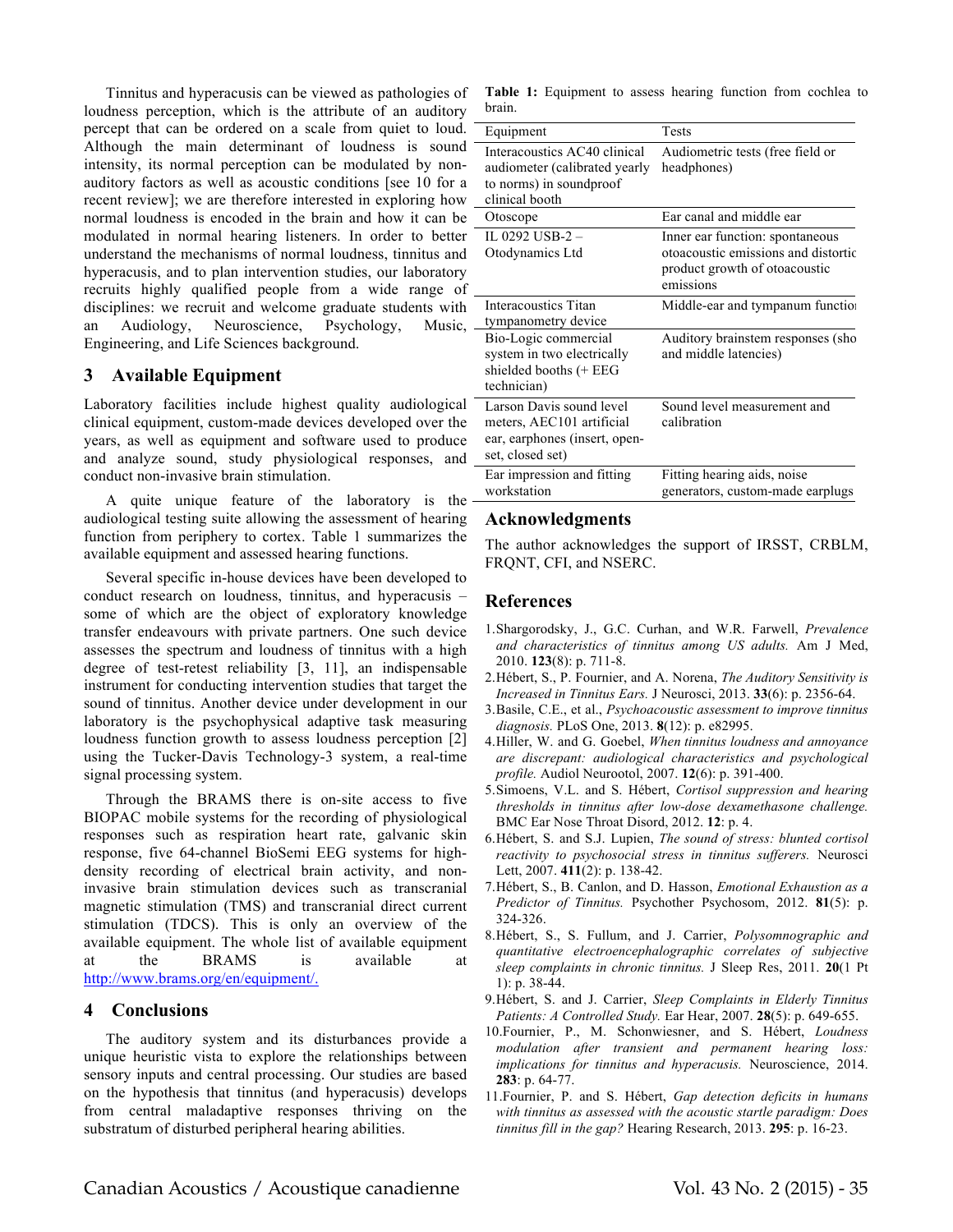Tinnitus and hyperacusis can be viewed as pathologies of loudness perception, which is the attribute of an auditory percept that can be ordered on a scale from quiet to loud. Although the main determinant of loudness is sound intensity, its normal perception can be modulated by non-auditory factors as well as acoustic conditions [see 10 for a recent review]; we are therefore interested in exploring how normal loudness is encoded in the brain and how it can be modulated in normal hearing listeners. In order to better understand the mechanisms of normal loudness, tinnitus and hyperacusis, and to plan intervention studies, our laboratory recruits highly qualified people from a wide range of disciplines: we recruit and welcome graduate students with an Audiology, Neuroscience, Psychology, Music, Engineering, and Life Sciences background.

## 3 Available Equipment

Laboratory facilities include highest quality audiological clinical equipment, custom-made devices developed over the years, as well as equipment and software used to produce and analyze sound, study physiological responses, and conduct non-invasive brain stimulation.

A quite unique feature of the laboratory is the audiological testing suite allowing the assessment of hearing function from periphery to cortex. Table 1 summarizes the available equipment and assessed hearing functions.

Several specific in-house devices have been developed to conduct research on loudness, tinnitus, and hyperacusis – some of which are the object of exploratory knowledge transfer endeavours with private partners. One such device assesses the spectrum and loudness of tinnitus with a high degree of test-retest reliability [3, 11], an indispensable instrument for conducting intervention studies that target the sound of tinnitus. Another device under development in our laboratory is the psychophysical adaptive task measuring loudness function growth to assess loudness perception [2] using the Tucker-Davis Technology-3 system, a real-time signal processing system.

Through the BRAMS there is on-site access to five BIOPAC mobile systems for the recording of physiological responses such as respiration heart rate, galvanic skin response, five 64-channel BioSemi EEG systems for high-density recording of electrical brain activity, and non-invasive brain stimulation devices such as transcranial magnetic stimulation (TMS) and transcranial direct current stimulation (TDCS). This is only an overview of the available equipment. The whole list of available equipment at the BRAMS is available at http://www.brams.org/en/equipment/.

## 4 Conclusions

The auditory system and its disturbances provide a unique heuristic vista to explore the relationships between sensory inputs and central processing. Our studies are based on the hypothesis that tinnitus (and hyperacusis) develops from central maladaptive responses thriving on the substratum of disturbed peripheral hearing abilities.

**Table 1:** Equipment to assess hearing function from cochlea to brain.

| Equipment | Tests |
|---|---|
| Interacoustics AC40 clinical audiometer (calibrated yearly to norms) in soundproof clinical booth | Audiometric tests (free field or headphones) |
| Otoscope | Ear canal and middle ear |
| IL 0292 USB-2 – Otodynamics Ltd | Inner ear function: spontaneous otoacoustic emissions and distortic product growth of otoacoustic emissions |
| Interacoustics Titan tympanometry device | Middle-ear and tympanum functio |
| Bio-Logic commercial system in two electrically shielded booths (+ EEG technician) | Auditory brainstem responses (sho and middle latencies) |
| Larson Davis sound level meters, AEC101 artificial ear, earphones (insert, open-set, closed set) | Sound level measurement and calibration |
| Ear impression and fitting workstation | Fitting hearing aids, noise generators, custom-made earplugs |

## Acknowledgments

The author acknowledges the support of IRSST, CRBLM, FRQNT, CFI, and NSERC.

## References

1. Shargorodsky, J., G.C. Curhan, and W.R. Farwell, *Prevalence and characteristics of tinnitus among US adults.* Am J Med, 2010. **123**(8): p. 711-8.
2. Hébert, S., P. Fournier, and A. Norena, *The Auditory Sensitivity is Increased in Tinnitus Ears.* J Neurosci, 2013. **33**(6): p. 2356-64.
3. Basile, C.E., et al., *Psychoacoustic assessment to improve tinnitus diagnosis.* PLoS One, 2013. **8**(12): p. e82995.
4. Hiller, W. and G. Goebel, *When tinnitus loudness and annoyance are discrepant: audiological characteristics and psychological profile.* Audiol Neurootol, 2007. **12**(6): p. 391-400.
5. Simoens, V.L. and S. Hébert, *Cortisol suppression and hearing thresholds in tinnitus after low-dose dexamethasone challenge.* BMC Ear Nose Throat Disord, 2012. **12**: p. 4.
6. Hébert, S. and S.J. Lupien, *The sound of stress: blunted cortisol reactivity to psychosocial stress in tinnitus sufferers.* Neurosci Lett, 2007. **411**(2): p. 138-42.
7. Hébert, S., B. Canlon, and D. Hasson, *Emotional Exhaustion as a Predictor of Tinnitus.* Psychother Psychosom, 2012. **81**(5): p. 324-326.
8. Hébert, S., S. Fullum, and J. Carrier, *Polysomnographic and quantitative electroencephalographic correlates of subjective sleep complaints in chronic tinnitus.* J Sleep Res, 2011. **20**(1 Pt 1): p. 38-44.
9. Hébert, S. and J. Carrier, *Sleep Complaints in Elderly Tinnitus Patients: A Controlled Study.* Ear Hear, 2007. **28**(5): p. 649-655.
10. Fournier, P., M. Schonwiesner, and S. Hébert, *Loudness modulation after transient and permanent hearing loss: implications for tinnitus and hyperacusis.* Neuroscience, 2014. **283**: p. 64-77.
11. Fournier, P. and S. Hébert, *Gap detection deficits in humans with tinnitus as assessed with the acoustic startle paradigm: Does tinnitus fill in the gap?* Hearing Research, 2013. **295**: p. 16-23.